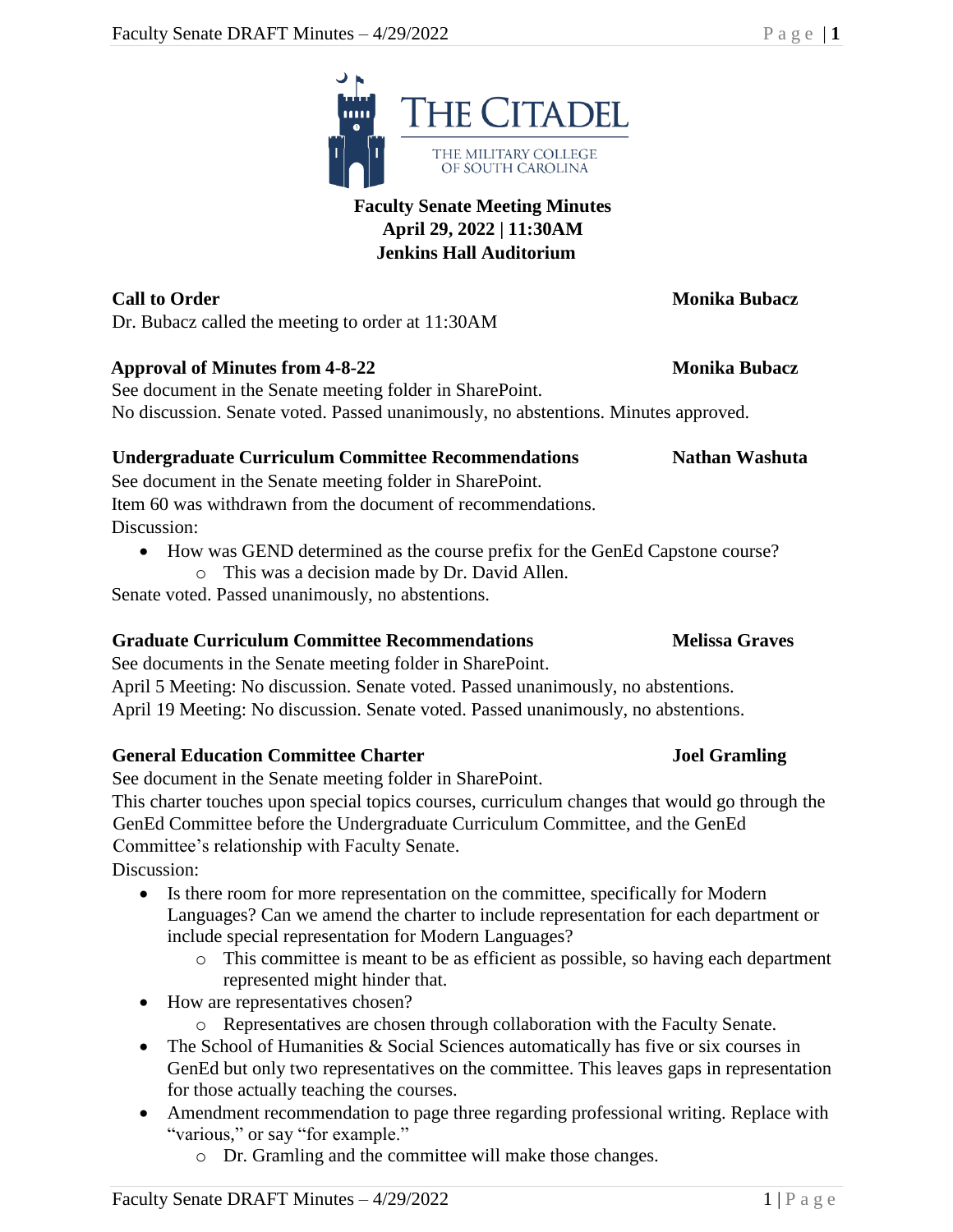# Faculty Senate Meeting Minutes
**April 29, 2022 | 11:30AM**
**Jenkins Hall Auditorium**

**Call to Order** — **Monika Bubacz**

Dr. Bubacz called the meeting to order at 11:30AM

**Approval of Minutes from 4-8-22** — **Monika Bubacz**

See document in the Senate meeting folder in SharePoint.
No discussion. Senate voted. Passed unanimously, no abstentions. Minutes approved.

**Undergraduate Curriculum Committee Recommendations** — **Nathan Washuta**

See document in the Senate meeting folder in SharePoint.
Item 60 was withdrawn from the document of recommendations.
Discussion:

- How was GEND determined as the course prefix for the GenEd Capstone course?
  - This was a decision made by Dr. David Allen.

Senate voted. Passed unanimously, no abstentions.

**Graduate Curriculum Committee Recommendations** — **Melissa Graves**

See documents in the Senate meeting folder in SharePoint.
April 5 Meeting: No discussion. Senate voted. Passed unanimously, no abstentions.
April 19 Meeting: No discussion. Senate voted. Passed unanimously, no abstentions.

**General Education Committee Charter** — **Joel Gramling**

See document in the Senate meeting folder in SharePoint.
This charter touches upon special topics courses, curriculum changes that would go through the GenEd Committee before the Undergraduate Curriculum Committee, and the GenEd Committee's relationship with Faculty Senate.
Discussion:

- Is there room for more representation on the committee, specifically for Modern Languages? Can we amend the charter to include representation for each department or include special representation for Modern Languages?
  - This committee is meant to be as efficient as possible, so having each department represented might hinder that.
- How are representatives chosen?
  - Representatives are chosen through collaboration with the Faculty Senate.
- The School of Humanities & Social Sciences automatically has five or six courses in GenEd but only two representatives on the committee. This leaves gaps in representation for those actually teaching the courses.
- Amendment recommendation to page three regarding professional writing. Replace with "various," or say "for example."
  - Dr. Gramling and the committee will make those changes.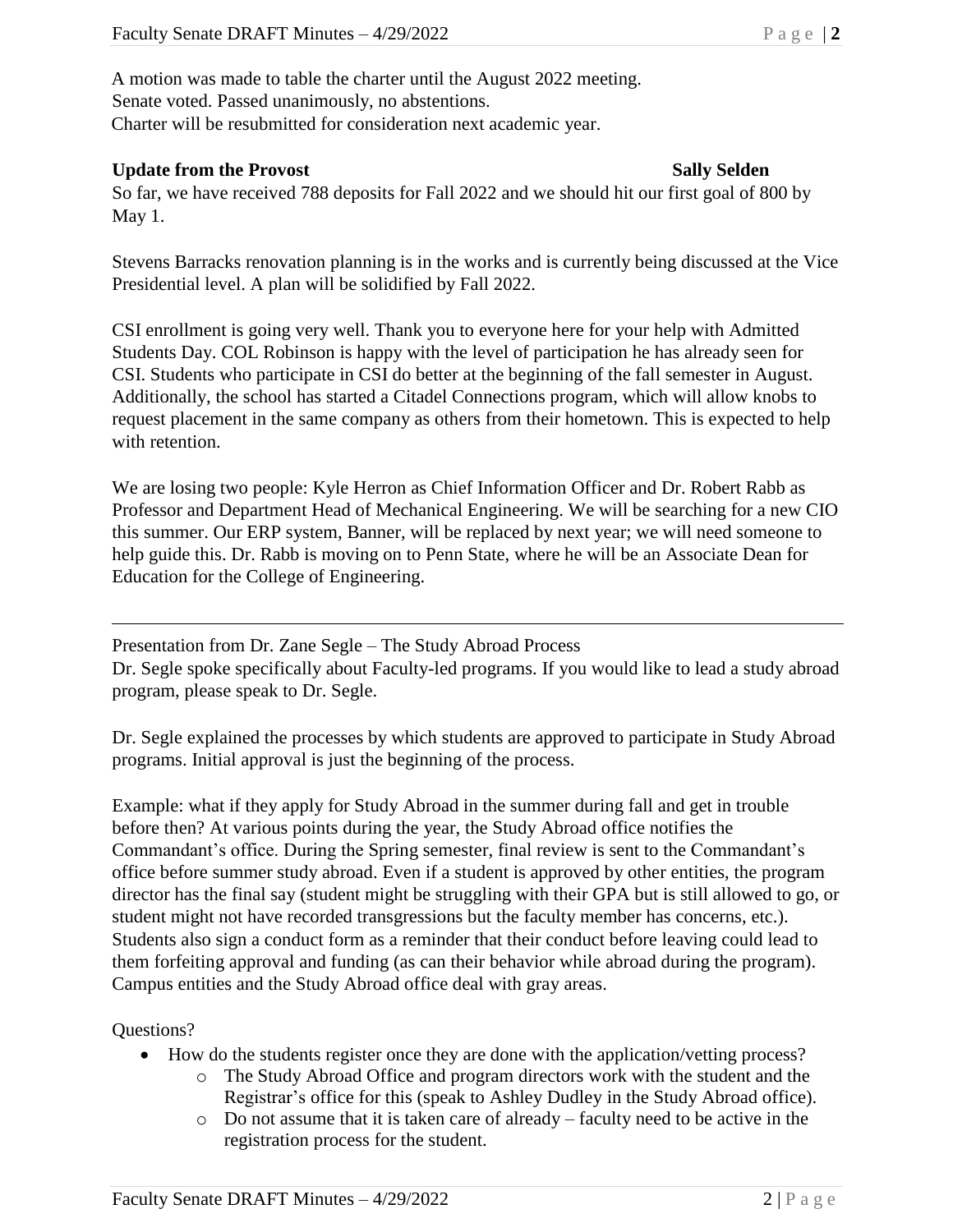A motion was made to table the charter until the August 2022 meeting.
Senate voted. Passed unanimously, no abstentions.
Charter will be resubmitted for consideration next academic year.

**Update from the Provost** **Sally Selden**

So far, we have received 788 deposits for Fall 2022 and we should hit our first goal of 800 by May 1.

Stevens Barracks renovation planning is in the works and is currently being discussed at the Vice Presidential level. A plan will be solidified by Fall 2022.

CSI enrollment is going very well. Thank you to everyone here for your help with Admitted Students Day. COL Robinson is happy with the level of participation he has already seen for CSI. Students who participate in CSI do better at the beginning of the fall semester in August. Additionally, the school has started a Citadel Connections program, which will allow knobs to request placement in the same company as others from their hometown. This is expected to help with retention.

We are losing two people: Kyle Herron as Chief Information Officer and Dr. Robert Rabb as Professor and Department Head of Mechanical Engineering. We will be searching for a new CIO this summer. Our ERP system, Banner, will be replaced by next year; we will need someone to help guide this. Dr. Rabb is moving on to Penn State, where he will be an Associate Dean for Education for the College of Engineering.

---

Presentation from Dr. Zane Segle – The Study Abroad Process
Dr. Segle spoke specifically about Faculty-led programs. If you would like to lead a study abroad program, please speak to Dr. Segle.

Dr. Segle explained the processes by which students are approved to participate in Study Abroad programs. Initial approval is just the beginning of the process.

Example: what if they apply for Study Abroad in the summer during fall and get in trouble before then? At various points during the year, the Study Abroad office notifies the Commandant's office. During the Spring semester, final review is sent to the Commandant's office before summer study abroad. Even if a student is approved by other entities, the program director has the final say (student might be struggling with their GPA but is still allowed to go, or student might not have recorded transgressions but the faculty member has concerns, etc.). Students also sign a conduct form as a reminder that their conduct before leaving could lead to them forfeiting approval and funding (as can their behavior while abroad during the program). Campus entities and the Study Abroad office deal with gray areas.

Questions?

- How do the students register once they are done with the application/vetting process?
  - The Study Abroad Office and program directors work with the student and the Registrar's office for this (speak to Ashley Dudley in the Study Abroad office).
  - Do not assume that it is taken care of already – faculty need to be active in the registration process for the student.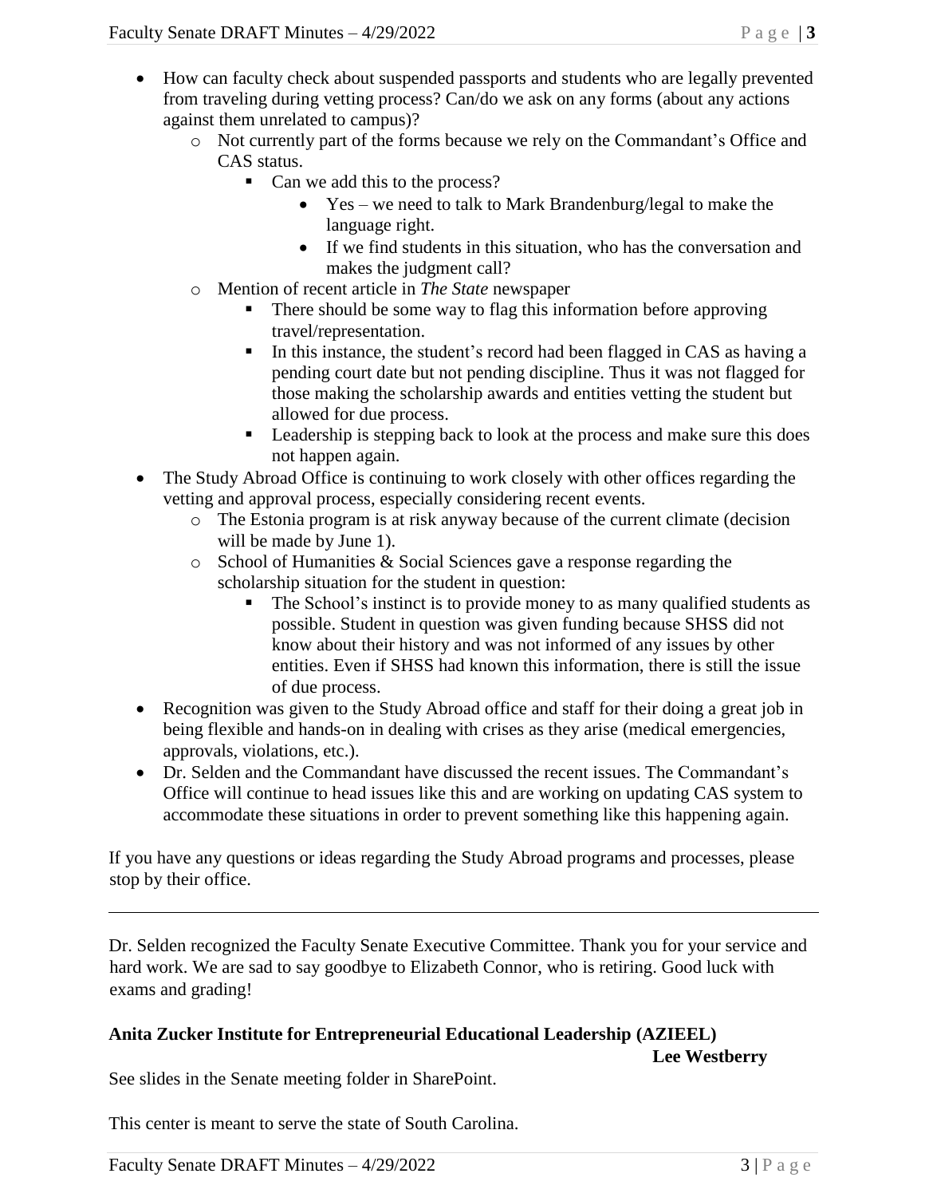- How can faculty check about suspended passports and students who are legally prevented from traveling during vetting process? Can/do we ask on any forms (about any actions against them unrelated to campus)?
    - Not currently part of the forms because we rely on the Commandant's Office and CAS status.
        - Can we add this to the process?
            - Yes – we need to talk to Mark Brandenburg/legal to make the language right.
            - If we find students in this situation, who has the conversation and makes the judgment call?
    - Mention of recent article in *The State* newspaper
        - There should be some way to flag this information before approving travel/representation.
        - In this instance, the student's record had been flagged in CAS as having a pending court date but not pending discipline. Thus it was not flagged for those making the scholarship awards and entities vetting the student but allowed for due process.
        - Leadership is stepping back to look at the process and make sure this does not happen again.
- The Study Abroad Office is continuing to work closely with other offices regarding the vetting and approval process, especially considering recent events.
    - The Estonia program is at risk anyway because of the current climate (decision will be made by June 1).
    - School of Humanities & Social Sciences gave a response regarding the scholarship situation for the student in question:
        - The School's instinct is to provide money to as many qualified students as possible. Student in question was given funding because SHSS did not know about their history and was not informed of any issues by other entities. Even if SHSS had known this information, there is still the issue of due process.
- Recognition was given to the Study Abroad office and staff for their doing a great job in being flexible and hands-on in dealing with crises as they arise (medical emergencies, approvals, violations, etc.).
- Dr. Selden and the Commandant have discussed the recent issues. The Commandant's Office will continue to head issues like this and are working on updating CAS system to accommodate these situations in order to prevent something like this happening again.

If you have any questions or ideas regarding the Study Abroad programs and processes, please stop by their office.

---

Dr. Selden recognized the Faculty Senate Executive Committee. Thank you for your service and hard work. We are sad to say goodbye to Elizabeth Connor, who is retiring. Good luck with exams and grading!

**Anita Zucker Institute for Entrepreneurial Educational Leadership (AZIEEL)**

**Lee Westberry**

See slides in the Senate meeting folder in SharePoint.

This center is meant to serve the state of South Carolina.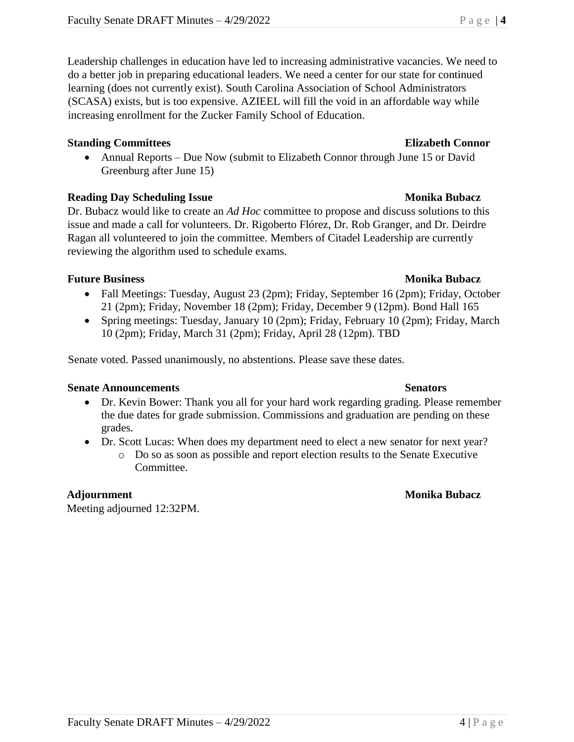Leadership challenges in education have led to increasing administrative vacancies. We need to do a better job in preparing educational leaders. We need a center for our state for continued learning (does not currently exist). South Carolina Association of School Administrators (SCASA) exists, but is too expensive. AZIEEL will fill the void in an affordable way while increasing enrollment for the Zucker Family School of Education.

**Standing Committees** **Elizabeth Connor**

- Annual Reports – Due Now (submit to Elizabeth Connor through June 15 or David Greenburg after June 15)

**Reading Day Scheduling Issue** **Monika Bubacz**

Dr. Bubacz would like to create an *Ad Hoc* committee to propose and discuss solutions to this issue and made a call for volunteers. Dr. Rigoberto Flórez, Dr. Rob Granger, and Dr. Deirdre Ragan all volunteered to join the committee. Members of Citadel Leadership are currently reviewing the algorithm used to schedule exams.

**Future Business** **Monika Bubacz**

- Fall Meetings: Tuesday, August 23 (2pm); Friday, September 16 (2pm); Friday, October 21 (2pm); Friday, November 18 (2pm); Friday, December 9 (12pm). Bond Hall 165
- Spring meetings: Tuesday, January 10 (2pm); Friday, February 10 (2pm); Friday, March 10 (2pm); Friday, March 31 (2pm); Friday, April 28 (12pm). TBD

Senate voted. Passed unanimously, no abstentions. Please save these dates.

**Senate Announcements** **Senators**

- Dr. Kevin Bower: Thank you all for your hard work regarding grading. Please remember the due dates for grade submission. Commissions and graduation are pending on these grades.
- Dr. Scott Lucas: When does my department need to elect a new senator for next year?
  - Do so as soon as possible and report election results to the Senate Executive Committee.

**Adjournment** **Monika Bubacz**

Meeting adjourned 12:32PM.